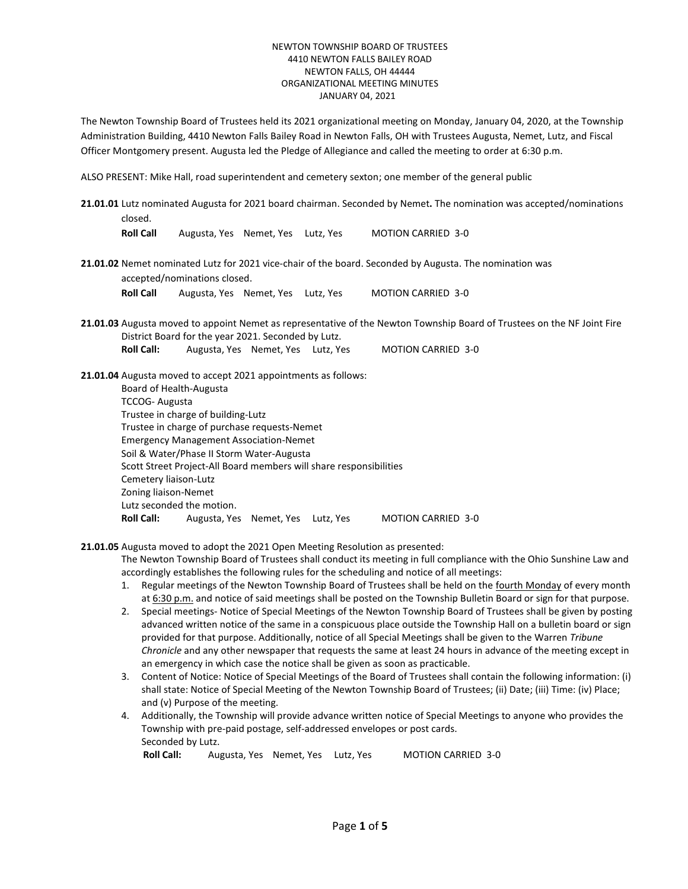NEWTON TOWNSHIP BOARD OF TRUSTEES
4410 NEWTON FALLS BAILEY ROAD
NEWTON FALLS, OH 44444
ORGANIZATIONAL MEETING MINUTES
JANUARY 04, 2021

The Newton Township Board of Trustees held its 2021 organizational meeting on Monday, January 04, 2020, at the Township Administration Building, 4410 Newton Falls Bailey Road in Newton Falls, OH with Trustees Augusta, Nemet, Lutz, and Fiscal Officer Montgomery present. Augusta led the Pledge of Allegiance and called the meeting to order at 6:30 p.m.

ALSO PRESENT: Mike Hall, road superintendent and cemetery sexton; one member of the general public

**21.01.01** Lutz nominated Augusta for 2021 board chairman. Seconded by Nemet**.** The nomination was accepted/nominations closed.

**Roll Call** Augusta, Yes Nemet, Yes Lutz, Yes MOTION CARRIED 3-0

**21.01.02** Nemet nominated Lutz for 2021 vice-chair of the board. Seconded by Augusta. The nomination was accepted/nominations closed.

**Roll Call** Augusta, Yes Nemet, Yes Lutz, Yes MOTION CARRIED 3-0

**21.01.03** Augusta moved to appoint Nemet as representative of the Newton Township Board of Trustees on the NF Joint Fire District Board for the year 2021. Seconded by Lutz.

**Roll Call:** Augusta, Yes Nemet, Yes Lutz, Yes MOTION CARRIED 3-0

**21.01.04** Augusta moved to accept 2021 appointments as follows:

Board of Health-Augusta
TCCOG- Augusta
Trustee in charge of building-Lutz
Trustee in charge of purchase requests-Nemet
Emergency Management Association-Nemet
Soil & Water/Phase II Storm Water-Augusta
Scott Street Project-All Board members will share responsibilities
Cemetery liaison-Lutz
Zoning liaison-Nemet
Lutz seconded the motion.

**Roll Call:** Augusta, Yes Nemet, Yes Lutz, Yes MOTION CARRIED 3-0

**21.01.05** Augusta moved to adopt the 2021 Open Meeting Resolution as presented:

The Newton Township Board of Trustees shall conduct its meeting in full compliance with the Ohio Sunshine Law and accordingly establishes the following rules for the scheduling and notice of all meetings:

1. Regular meetings of the Newton Township Board of Trustees shall be held on the fourth Monday of every month at 6:30 p.m. and notice of said meetings shall be posted on the Township Bulletin Board or sign for that purpose.
2. Special meetings- Notice of Special Meetings of the Newton Township Board of Trustees shall be given by posting advanced written notice of the same in a conspicuous place outside the Township Hall on a bulletin board or sign provided for that purpose. Additionally, notice of all Special Meetings shall be given to the Warren *Tribune Chronicle* and any other newspaper that requests the same at least 24 hours in advance of the meeting except in an emergency in which case the notice shall be given as soon as practicable.
3. Content of Notice: Notice of Special Meetings of the Board of Trustees shall contain the following information: (i) shall state: Notice of Special Meeting of the Newton Township Board of Trustees; (ii) Date; (iii) Time: (iv) Place; and (v) Purpose of the meeting.
4. Additionally, the Township will provide advance written notice of Special Meetings to anyone who provides the Township with pre-paid postage, self-addressed envelopes or post cards.

Seconded by Lutz.

**Roll Call:** Augusta, Yes Nemet, Yes Lutz, Yes MOTION CARRIED 3-0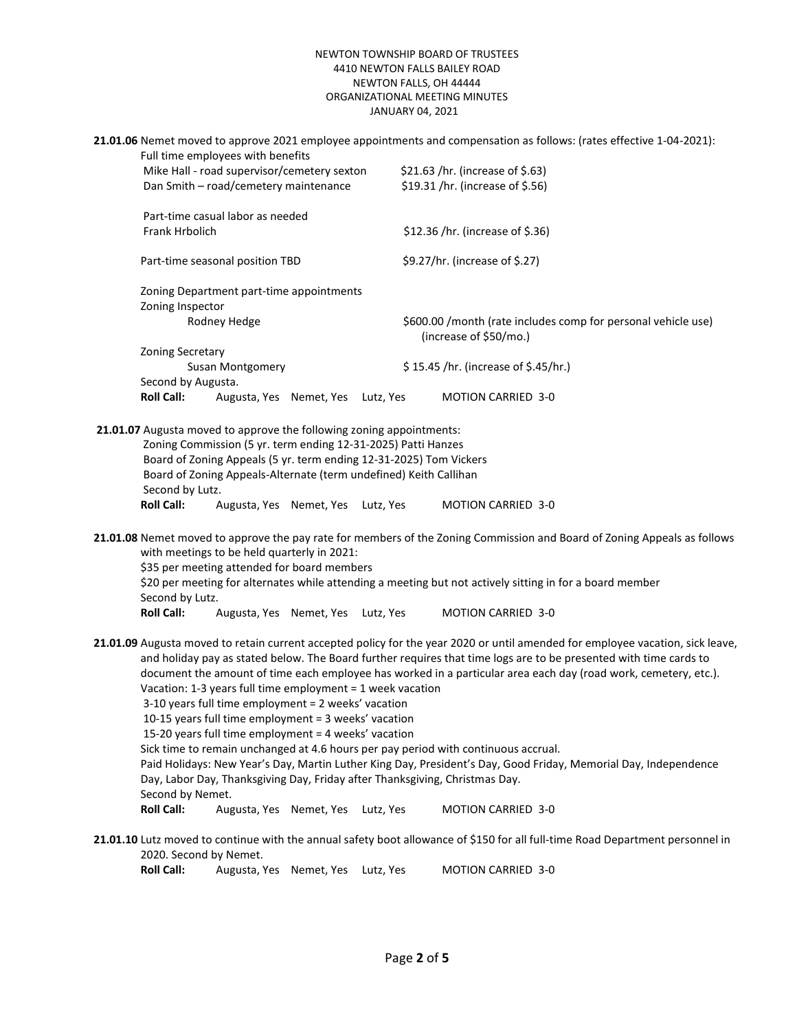NEWTON TOWNSHIP BOARD OF TRUSTEES
4410 NEWTON FALLS BAILEY ROAD
NEWTON FALLS, OH 44444
ORGANIZATIONAL MEETING MINUTES
JANUARY 04, 2021

**21.01.06** Nemet moved to approve 2021 employee appointments and compensation as follows: (rates effective 1-04-2021):

Full time employees with benefits

| | |
|---|---|
| Mike Hall - road supervisor/cemetery sexton | $21.63 /hr. (increase of $.63) |
| Dan Smith – road/cemetery maintenance | $19.31 /hr. (increase of $.56) |

Part-time casual labor as needed

| | |
|---|---|
| Frank Hrbolich | $12.36 /hr. (increase of $.36) |
| Part-time seasonal position TBD | $9.27/hr. (increase of $.27) |

Zoning Department part-time appointments

Zoning Inspector

| | |
|---|---|
| Rodney Hedge | $600.00 /month (rate includes comp for personal vehicle use) (increase of $50/mo.) |

Zoning Secretary

| | |
|---|---|
| Susan Montgomery | $ 15.45 /hr. (increase of $.45/hr.) |

Second by Augusta.

**Roll Call:** Augusta, Yes Nemet, Yes Lutz, Yes MOTION CARRIED 3-0

**21.01.07** Augusta moved to approve the following zoning appointments:

Zoning Commission (5 yr. term ending 12-31-2025) Patti Hanzes
Board of Zoning Appeals (5 yr. term ending 12-31-2025) Tom Vickers
Board of Zoning Appeals-Alternate (term undefined) Keith Callihan
Second by Lutz.

**Roll Call:** Augusta, Yes Nemet, Yes Lutz, Yes MOTION CARRIED 3-0

**21.01.08** Nemet moved to approve the pay rate for members of the Zoning Commission and Board of Zoning Appeals as follows with meetings to be held quarterly in 2021:

$35 per meeting attended for board members
$20 per meeting for alternates while attending a meeting but not actively sitting in for a board member
Second by Lutz.

**Roll Call:** Augusta, Yes Nemet, Yes Lutz, Yes MOTION CARRIED 3-0

**21.01.09** Augusta moved to retain current accepted policy for the year 2020 or until amended for employee vacation, sick leave, and holiday pay as stated below. The Board further requires that time logs are to be presented with time cards to document the amount of time each employee has worked in a particular area each day (road work, cemetery, etc.).

Vacation: 1-3 years full time employment = 1 week vacation
3-10 years full time employment = 2 weeks' vacation
10-15 years full time employment = 3 weeks' vacation
15-20 years full time employment = 4 weeks' vacation

Sick time to remain unchanged at 4.6 hours per pay period with continuous accrual.

Paid Holidays: New Year's Day, Martin Luther King Day, President's Day, Good Friday, Memorial Day, Independence Day, Labor Day, Thanksgiving Day, Friday after Thanksgiving, Christmas Day.

Second by Nemet.

**Roll Call:** Augusta, Yes Nemet, Yes Lutz, Yes MOTION CARRIED 3-0

**21.01.10** Lutz moved to continue with the annual safety boot allowance of $150 for all full-time Road Department personnel in 2020. Second by Nemet.

**Roll Call:** Augusta, Yes Nemet, Yes Lutz, Yes MOTION CARRIED 3-0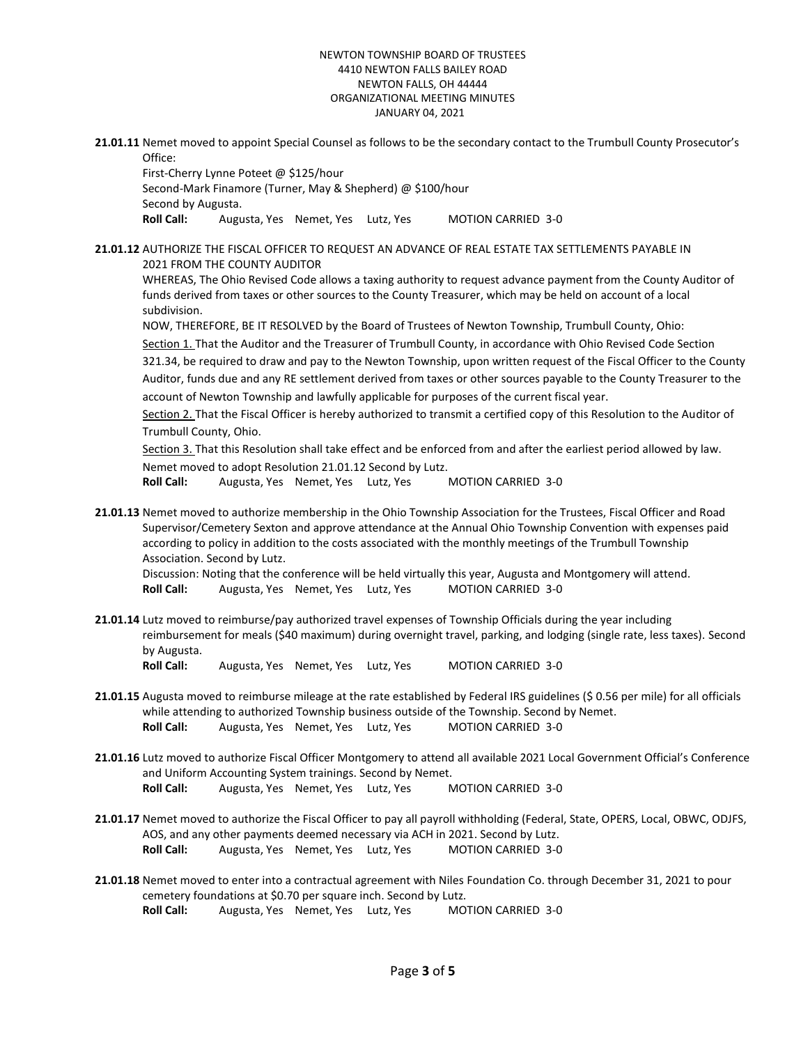NEWTON TOWNSHIP BOARD OF TRUSTEES
4410 NEWTON FALLS BAILEY ROAD
NEWTON FALLS, OH 44444
ORGANIZATIONAL MEETING MINUTES
JANUARY 04, 2021

**21.01.11** Nemet moved to appoint Special Counsel as follows to be the secondary contact to the Trumbull County Prosecutor's Office:
First-Cherry Lynne Poteet @ $125/hour
Second-Mark Finamore (Turner, May & Shepherd) @ $100/hour
Second by Augusta.
**Roll Call:** Augusta, Yes Nemet, Yes Lutz, Yes MOTION CARRIED 3-0

**21.01.12** AUTHORIZE THE FISCAL OFFICER TO REQUEST AN ADVANCE OF REAL ESTATE TAX SETTLEMENTS PAYABLE IN 2021 FROM THE COUNTY AUDITOR

WHEREAS, The Ohio Revised Code allows a taxing authority to request advance payment from the County Auditor of funds derived from taxes or other sources to the County Treasurer, which may be held on account of a local subdivision.

NOW, THEREFORE, BE IT RESOLVED by the Board of Trustees of Newton Township, Trumbull County, Ohio:

Section 1. That the Auditor and the Treasurer of Trumbull County, in accordance with Ohio Revised Code Section 321.34, be required to draw and pay to the Newton Township, upon written request of the Fiscal Officer to the County Auditor, funds due and any RE settlement derived from taxes or other sources payable to the County Treasurer to the account of Newton Township and lawfully applicable for purposes of the current fiscal year.

Section 2. That the Fiscal Officer is hereby authorized to transmit a certified copy of this Resolution to the Auditor of Trumbull County, Ohio.

Section 3. That this Resolution shall take effect and be enforced from and after the earliest period allowed by law.

Nemet moved to adopt Resolution 21.01.12 Second by Lutz.
**Roll Call:** Augusta, Yes Nemet, Yes Lutz, Yes MOTION CARRIED 3-0

**21.01.13** Nemet moved to authorize membership in the Ohio Township Association for the Trustees, Fiscal Officer and Road Supervisor/Cemetery Sexton and approve attendance at the Annual Ohio Township Convention with expenses paid according to policy in addition to the costs associated with the monthly meetings of the Trumbull Township Association. Second by Lutz.
Discussion: Noting that the conference will be held virtually this year, Augusta and Montgomery will attend.
**Roll Call:** Augusta, Yes Nemet, Yes Lutz, Yes MOTION CARRIED 3-0

**21.01.14** Lutz moved to reimburse/pay authorized travel expenses of Township Officials during the year including reimbursement for meals ($40 maximum) during overnight travel, parking, and lodging (single rate, less taxes). Second by Augusta.
**Roll Call:** Augusta, Yes Nemet, Yes Lutz, Yes MOTION CARRIED 3-0

**21.01.15** Augusta moved to reimburse mileage at the rate established by Federal IRS guidelines ($ 0.56 per mile) for all officials while attending to authorized Township business outside of the Township. Second by Nemet.
**Roll Call:** Augusta, Yes Nemet, Yes Lutz, Yes MOTION CARRIED 3-0

**21.01.16** Lutz moved to authorize Fiscal Officer Montgomery to attend all available 2021 Local Government Official's Conference and Uniform Accounting System trainings. Second by Nemet.
**Roll Call:** Augusta, Yes Nemet, Yes Lutz, Yes MOTION CARRIED 3-0

**21.01.17** Nemet moved to authorize the Fiscal Officer to pay all payroll withholding (Federal, State, OPERS, Local, OBWC, ODJFS, AOS, and any other payments deemed necessary via ACH in 2021. Second by Lutz.
**Roll Call:** Augusta, Yes Nemet, Yes Lutz, Yes MOTION CARRIED 3-0

**21.01.18** Nemet moved to enter into a contractual agreement with Niles Foundation Co. through December 31, 2021 to pour cemetery foundations at $0.70 per square inch. Second by Lutz.
**Roll Call:** Augusta, Yes Nemet, Yes Lutz, Yes MOTION CARRIED 3-0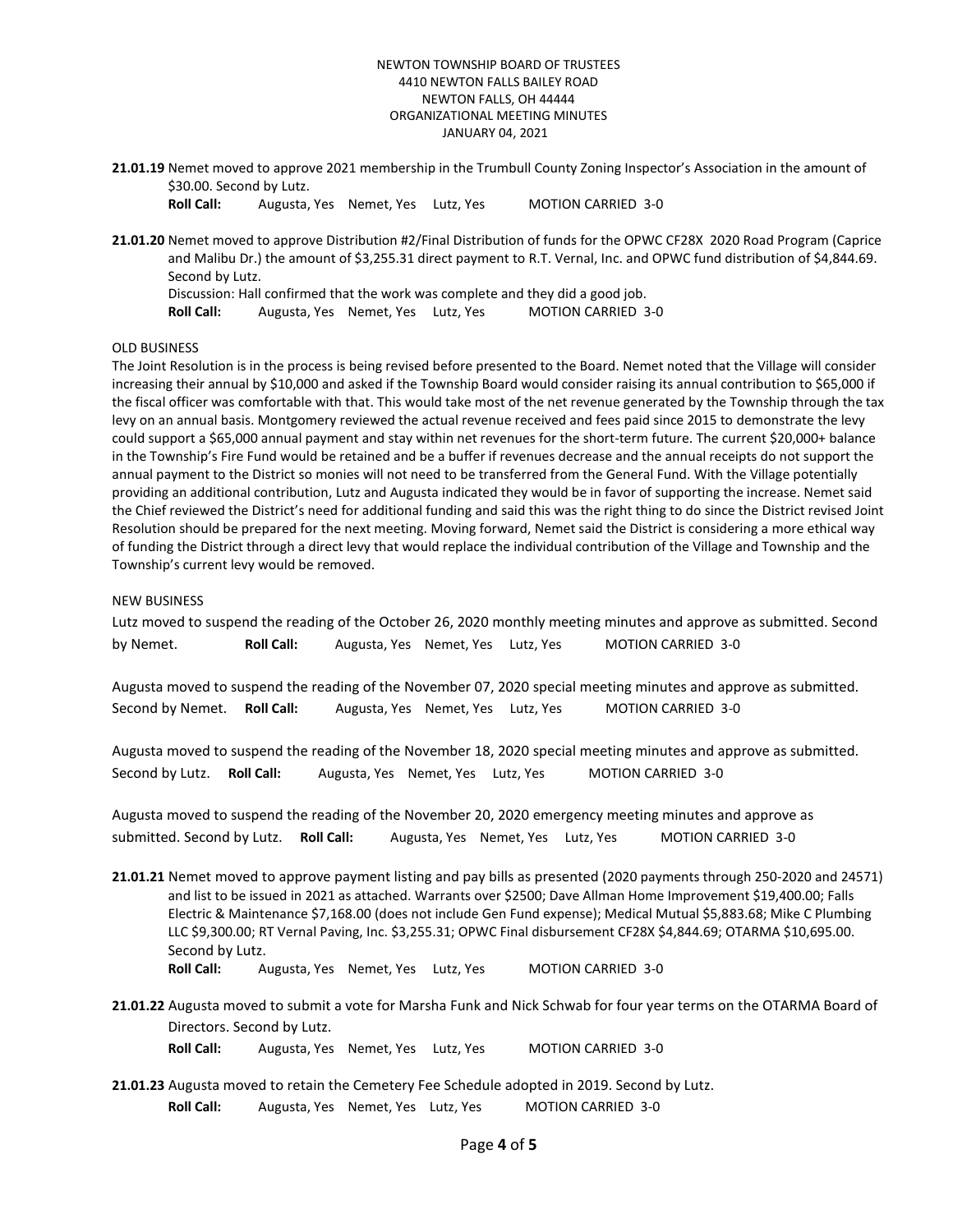NEWTON TOWNSHIP BOARD OF TRUSTEES
4410 NEWTON FALLS BAILEY ROAD
NEWTON FALLS, OH 44444
ORGANIZATIONAL MEETING MINUTES
JANUARY 04, 2021

**21.01.19** Nemet moved to approve 2021 membership in the Trumbull County Zoning Inspector's Association in the amount of $30.00. Second by Lutz.
**Roll Call:** Augusta, Yes Nemet, Yes Lutz, Yes MOTION CARRIED 3-0

**21.01.20** Nemet moved to approve Distribution #2/Final Distribution of funds for the OPWC CF28X 2020 Road Program (Caprice and Malibu Dr.) the amount of $3,255.31 direct payment to R.T. Vernal, Inc. and OPWC fund distribution of $4,844.69. Second by Lutz.
Discussion: Hall confirmed that the work was complete and they did a good job.
**Roll Call:** Augusta, Yes Nemet, Yes Lutz, Yes MOTION CARRIED 3-0

OLD BUSINESS

The Joint Resolution is in the process is being revised before presented to the Board. Nemet noted that the Village will consider increasing their annual by $10,000 and asked if the Township Board would consider raising its annual contribution to $65,000 if the fiscal officer was comfortable with that. This would take most of the net revenue generated by the Township through the tax levy on an annual basis. Montgomery reviewed the actual revenue received and fees paid since 2015 to demonstrate the levy could support a $65,000 annual payment and stay within net revenues for the short-term future. The current $20,000+ balance in the Township's Fire Fund would be retained and be a buffer if revenues decrease and the annual receipts do not support the annual payment to the District so monies will not need to be transferred from the General Fund. With the Village potentially providing an additional contribution, Lutz and Augusta indicated they would be in favor of supporting the increase. Nemet said the Chief reviewed the District's need for additional funding and said this was the right thing to do since the District revised Joint Resolution should be prepared for the next meeting. Moving forward, Nemet said the District is considering a more ethical way of funding the District through a direct levy that would replace the individual contribution of the Village and Township and the Township's current levy would be removed.

NEW BUSINESS

Lutz moved to suspend the reading of the October 26, 2020 monthly meeting minutes and approve as submitted. Second by Nemet. **Roll Call:** Augusta, Yes Nemet, Yes Lutz, Yes MOTION CARRIED 3-0

Augusta moved to suspend the reading of the November 07, 2020 special meeting minutes and approve as submitted. Second by Nemet. **Roll Call:** Augusta, Yes Nemet, Yes Lutz, Yes MOTION CARRIED 3-0

Augusta moved to suspend the reading of the November 18, 2020 special meeting minutes and approve as submitted. Second by Lutz. **Roll Call:** Augusta, Yes Nemet, Yes Lutz, Yes MOTION CARRIED 3-0

Augusta moved to suspend the reading of the November 20, 2020 emergency meeting minutes and approve as submitted. Second by Lutz. **Roll Call:** Augusta, Yes Nemet, Yes Lutz, Yes MOTION CARRIED 3-0

**21.01.21** Nemet moved to approve payment listing and pay bills as presented (2020 payments through 250-2020 and 24571) and list to be issued in 2021 as attached. Warrants over $2500; Dave Allman Home Improvement $19,400.00; Falls Electric & Maintenance $7,168.00 (does not include Gen Fund expense); Medical Mutual $5,883.68; Mike C Plumbing LLC $9,300.00; RT Vernal Paving, Inc. $3,255.31; OPWC Final disbursement CF28X $4,844.69; OTARMA $10,695.00. Second by Lutz.
**Roll Call:** Augusta, Yes Nemet, Yes Lutz, Yes MOTION CARRIED 3-0

**21.01.22** Augusta moved to submit a vote for Marsha Funk and Nick Schwab for four year terms on the OTARMA Board of Directors. Second by Lutz.
**Roll Call:** Augusta, Yes Nemet, Yes Lutz, Yes MOTION CARRIED 3-0

**21.01.23** Augusta moved to retain the Cemetery Fee Schedule adopted in 2019. Second by Lutz.
**Roll Call:** Augusta, Yes Nemet, Yes Lutz, Yes MOTION CARRIED 3-0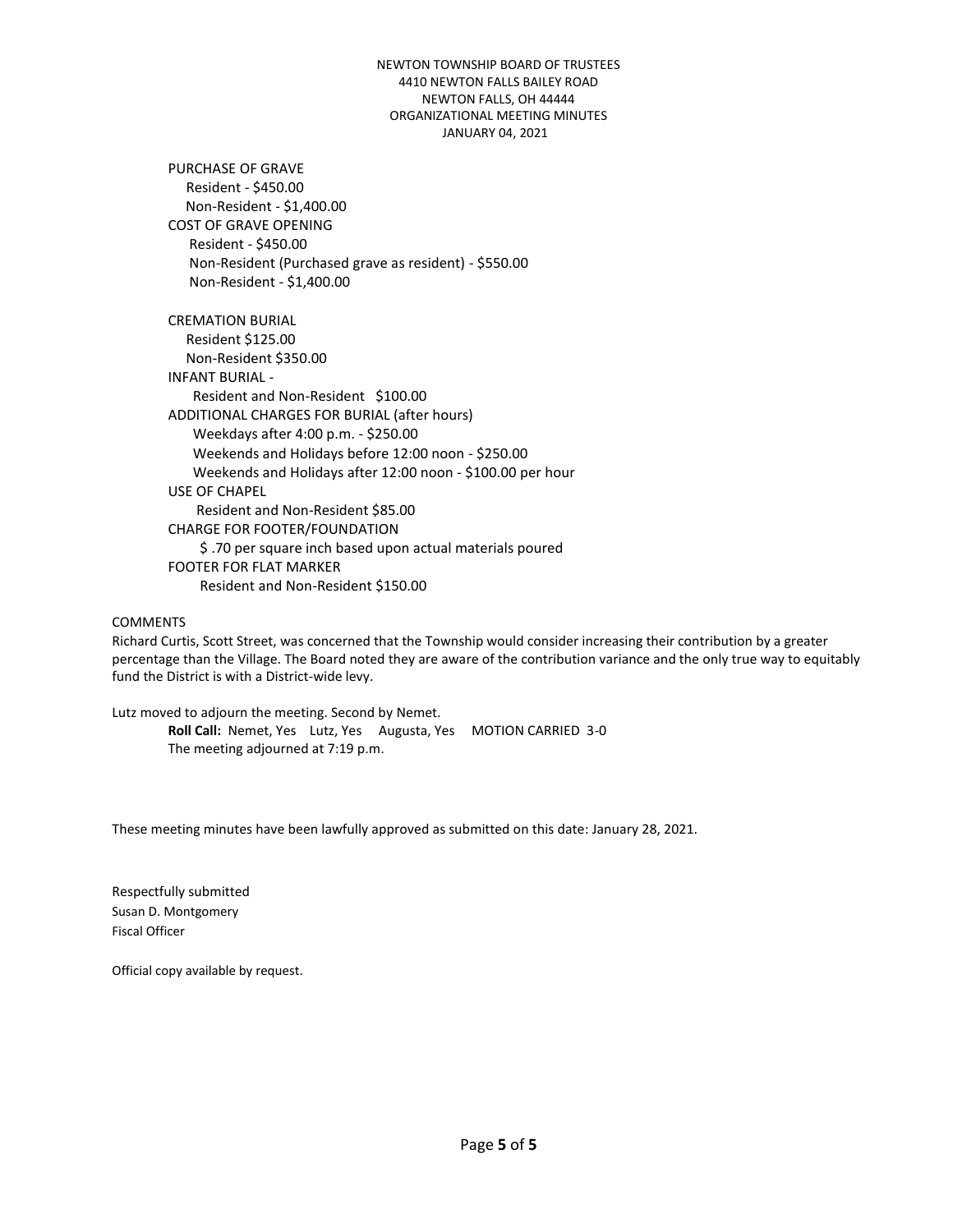PURCHASE OF GRAVE
- Resident - $450.00
- Non-Resident - $1,400.00

COST OF GRAVE OPENING
- Resident - $450.00
- Non-Resident (Purchased grave as resident) - $550.00
- Non-Resident - $1,400.00

CREMATION BURIAL
- Resident $125.00
- Non-Resident $350.00

INFANT BURIAL -
- Resident and Non-Resident $100.00

ADDITIONAL CHARGES FOR BURIAL (after hours)
- Weekdays after 4:00 p.m. - $250.00
- Weekends and Holidays before 12:00 noon - $250.00
- Weekends and Holidays after 12:00 noon - $100.00 per hour

USE OF CHAPEL
- Resident and Non-Resident $85.00

CHARGE FOR FOOTER/FOUNDATION
- $ .70 per square inch based upon actual materials poured

FOOTER FOR FLAT MARKER
- Resident and Non-Resident $150.00

COMMENTS

Richard Curtis, Scott Street, was concerned that the Township would consider increasing their contribution by a greater percentage than the Village. The Board noted they are aware of the contribution variance and the only true way to equitably fund the District is with a District-wide levy.

Lutz moved to adjourn the meeting. Second by Nemet.

**Roll Call:** Nemet, Yes Lutz, Yes Augusta, Yes MOTION CARRIED 3-0

The meeting adjourned at 7:19 p.m.

These meeting minutes have been lawfully approved as submitted on this date: January 28, 2021.

Respectfully submitted
Susan D. Montgomery
Fiscal Officer

Official copy available by request.